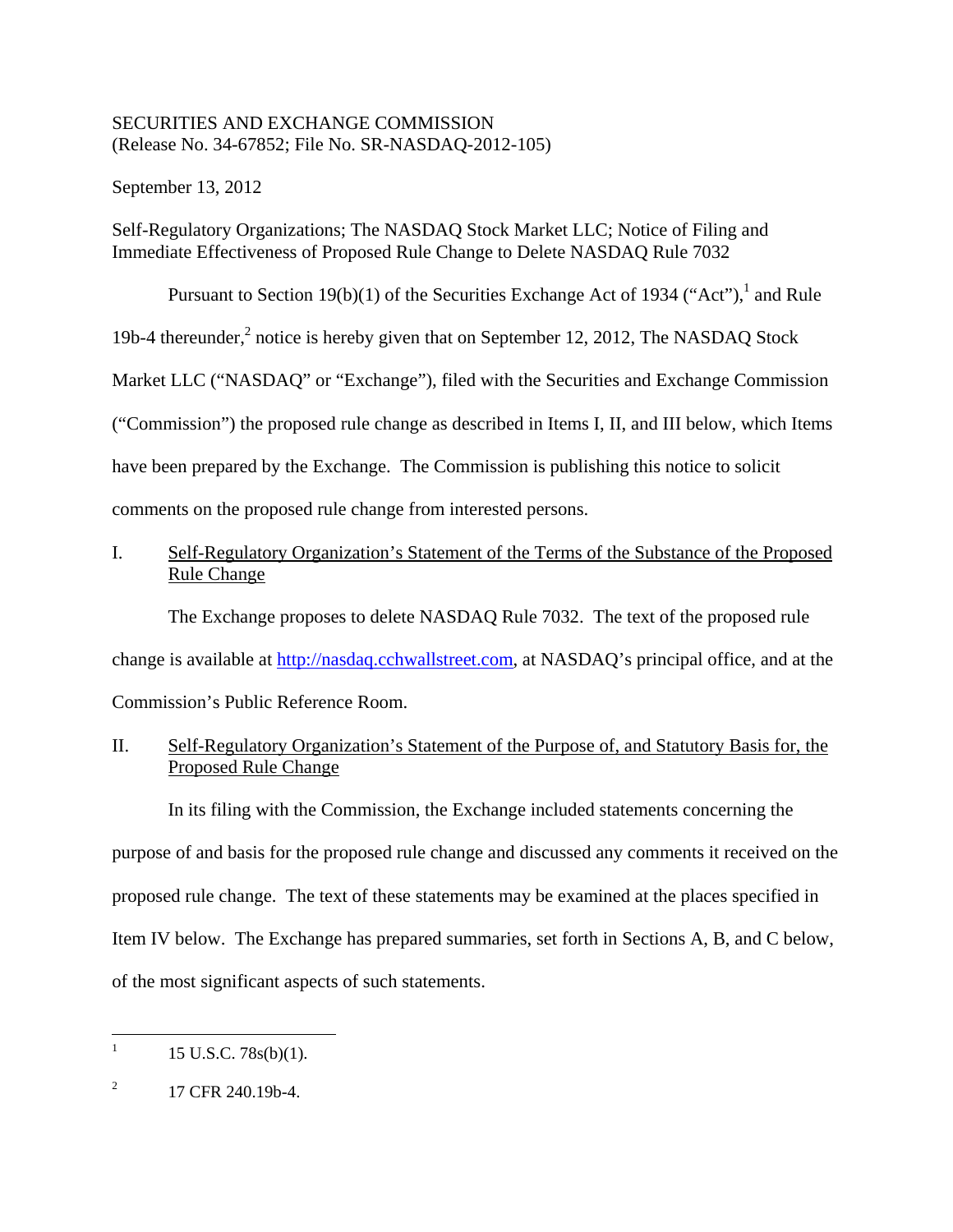SECURITIES AND EXCHANGE COMMISSION
(Release No. 34-67852; File No. SR-NASDAQ-2012-105)

September 13, 2012

Self-Regulatory Organizations; The NASDAQ Stock Market LLC; Notice of Filing and Immediate Effectiveness of Proposed Rule Change to Delete NASDAQ Rule 7032

Pursuant to Section 19(b)(1) of the Securities Exchange Act of 1934 ("Act"),[1] and Rule 19b-4 thereunder,[2] notice is hereby given that on September 12, 2012, The NASDAQ Stock Market LLC ("NASDAQ" or "Exchange"), filed with the Securities and Exchange Commission ("Commission") the proposed rule change as described in Items I, II, and III below, which Items have been prepared by the Exchange. The Commission is publishing this notice to solicit comments on the proposed rule change from interested persons.

## I. Self-Regulatory Organization's Statement of the Terms of the Substance of the Proposed Rule Change

The Exchange proposes to delete NASDAQ Rule 7032. The text of the proposed rule change is available at http://nasdaq.cchwallstreet.com, at NASDAQ's principal office, and at the Commission's Public Reference Room.

## II. Self-Regulatory Organization's Statement of the Purpose of, and Statutory Basis for, the Proposed Rule Change

In its filing with the Commission, the Exchange included statements concerning the purpose of and basis for the proposed rule change and discussed any comments it received on the proposed rule change. The text of these statements may be examined at the places specified in Item IV below. The Exchange has prepared summaries, set forth in Sections A, B, and C below, of the most significant aspects of such statements.

---

[1] 15 U.S.C. 78s(b)(1).

[2] 17 CFR 240.19b-4.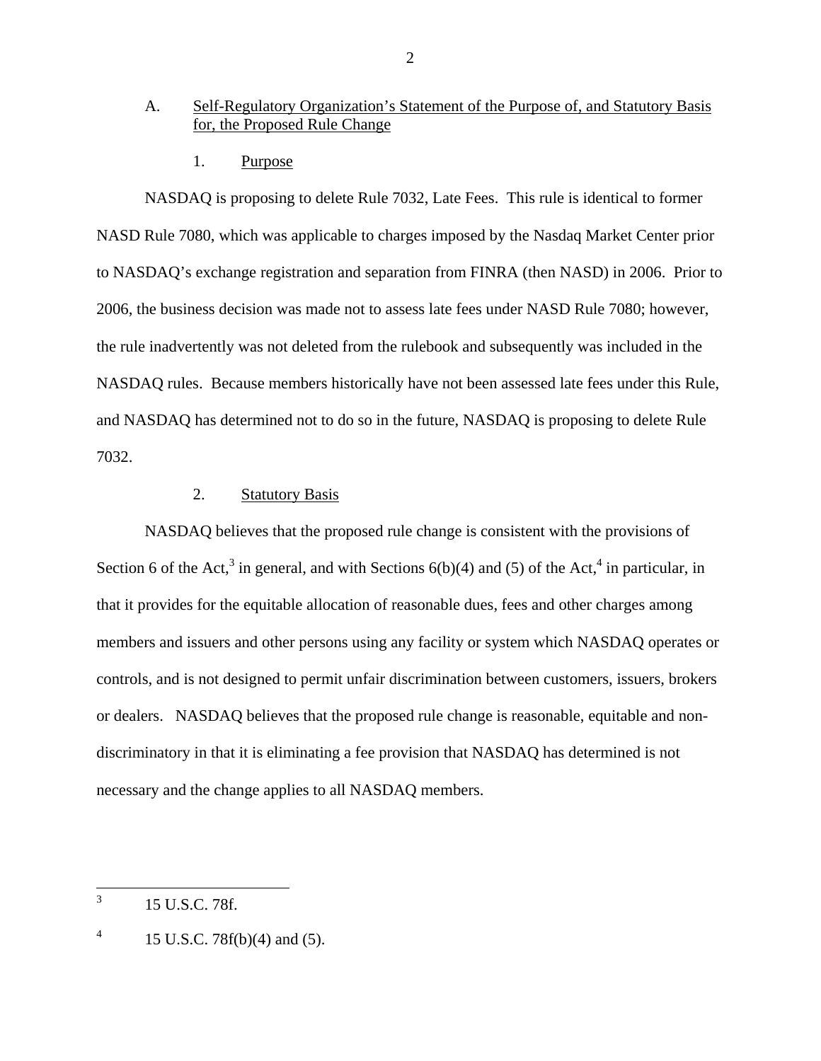A. Self-Regulatory Organization's Statement of the Purpose of, and Statutory Basis for, the Proposed Rule Change

1. Purpose

NASDAQ is proposing to delete Rule 7032, Late Fees. This rule is identical to former NASD Rule 7080, which was applicable to charges imposed by the Nasdaq Market Center prior to NASDAQ's exchange registration and separation from FINRA (then NASD) in 2006. Prior to 2006, the business decision was made not to assess late fees under NASD Rule 7080; however, the rule inadvertently was not deleted from the rulebook and subsequently was included in the NASDAQ rules. Because members historically have not been assessed late fees under this Rule, and NASDAQ has determined not to do so in the future, NASDAQ is proposing to delete Rule 7032.

2. Statutory Basis

NASDAQ believes that the proposed rule change is consistent with the provisions of Section 6 of the Act,[3] in general, and with Sections 6(b)(4) and (5) of the Act,[4] in particular, in that it provides for the equitable allocation of reasonable dues, fees and other charges among members and issuers and other persons using any facility or system which NASDAQ operates or controls, and is not designed to permit unfair discrimination between customers, issuers, brokers or dealers. NASDAQ believes that the proposed rule change is reasonable, equitable and non-discriminatory in that it is eliminating a fee provision that NASDAQ has determined is not necessary and the change applies to all NASDAQ members.

---

[3] 15 U.S.C. 78f.

[4] 15 U.S.C. 78f(b)(4) and (5).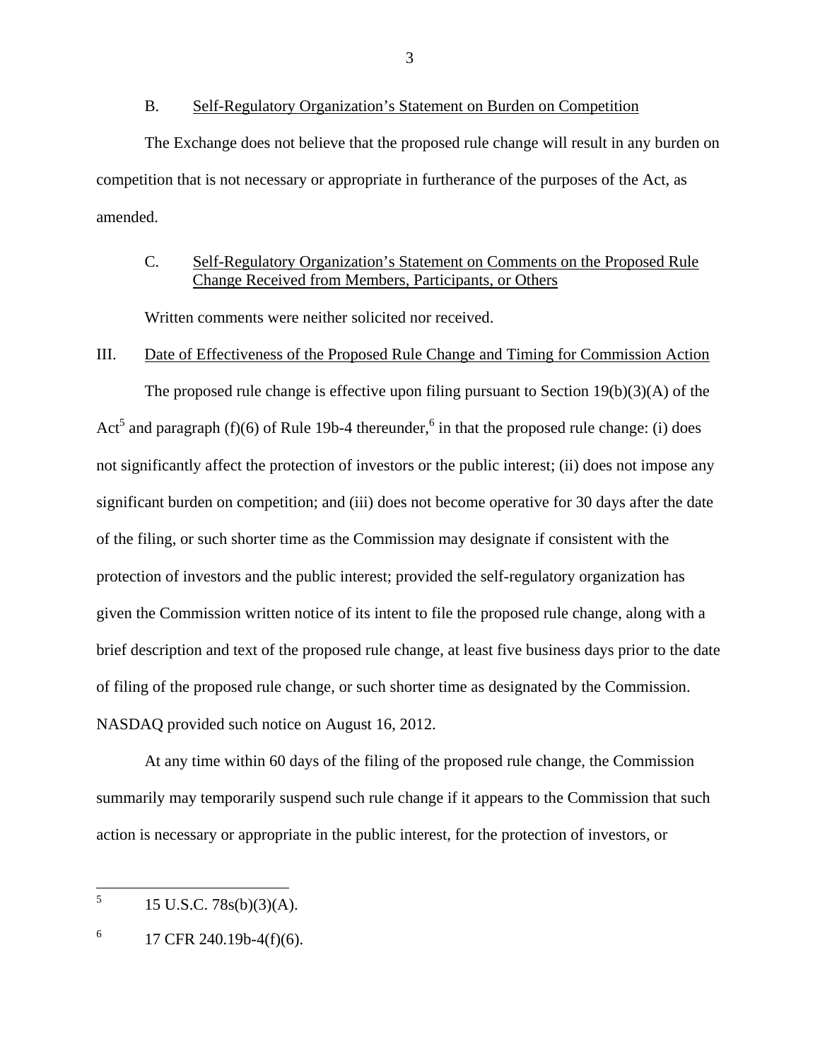### B. Self-Regulatory Organization's Statement on Burden on Competition

The Exchange does not believe that the proposed rule change will result in any burden on competition that is not necessary or appropriate in furtherance of the purposes of the Act, as amended.

### C. Self-Regulatory Organization's Statement on Comments on the Proposed Rule Change Received from Members, Participants, or Others

Written comments were neither solicited nor received.

## III. Date of Effectiveness of the Proposed Rule Change and Timing for Commission Action

The proposed rule change is effective upon filing pursuant to Section 19(b)(3)(A) of the Act[5] and paragraph (f)(6) of Rule 19b-4 thereunder,[6] in that the proposed rule change: (i) does not significantly affect the protection of investors or the public interest; (ii) does not impose any significant burden on competition; and (iii) does not become operative for 30 days after the date of the filing, or such shorter time as the Commission may designate if consistent with the protection of investors and the public interest; provided the self-regulatory organization has given the Commission written notice of its intent to file the proposed rule change, along with a brief description and text of the proposed rule change, at least five business days prior to the date of filing of the proposed rule change, or such shorter time as designated by the Commission. NASDAQ provided such notice on August 16, 2012.

At any time within 60 days of the filing of the proposed rule change, the Commission summarily may temporarily suspend such rule change if it appears to the Commission that such action is necessary or appropriate in the public interest, for the protection of investors, or

---

[5] 15 U.S.C. 78s(b)(3)(A).

[6] 17 CFR 240.19b-4(f)(6).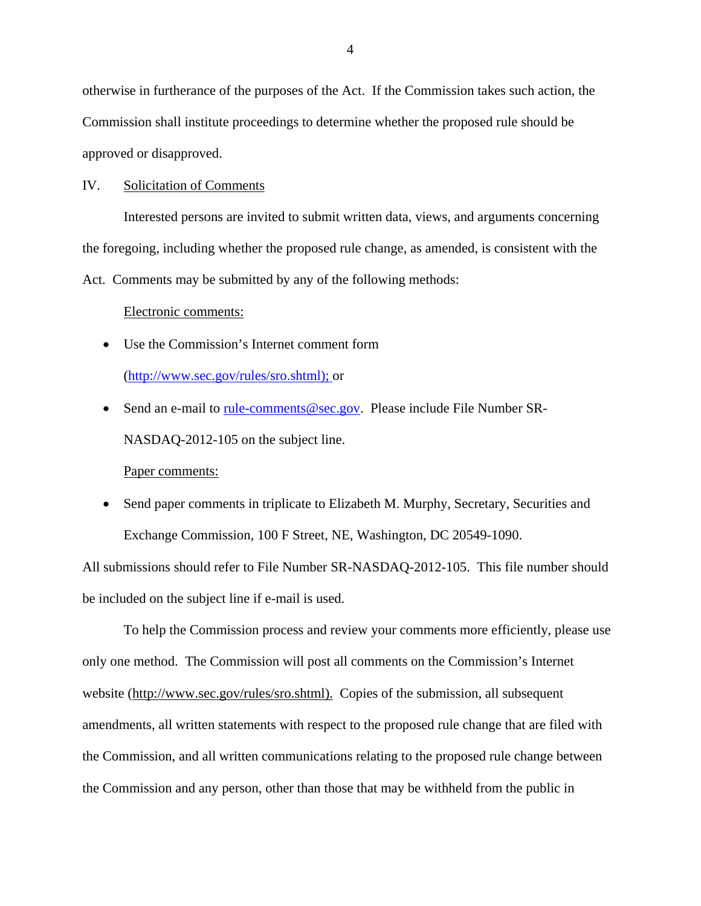otherwise in furtherance of the purposes of the Act. If the Commission takes such action, the Commission shall institute proceedings to determine whether the proposed rule should be approved or disapproved.

## IV. Solicitation of Comments

Interested persons are invited to submit written data, views, and arguments concerning the foregoing, including whether the proposed rule change, as amended, is consistent with the Act. Comments may be submitted by any of the following methods:

Electronic comments:

- Use the Commission's Internet comment form (http://www.sec.gov/rules/sro.shtml); or
- Send an e-mail to rule-comments@sec.gov. Please include File Number SR-NASDAQ-2012-105 on the subject line.

Paper comments:

- Send paper comments in triplicate to Elizabeth M. Murphy, Secretary, Securities and Exchange Commission, 100 F Street, NE, Washington, DC 20549-1090.

All submissions should refer to File Number SR-NASDAQ-2012-105. This file number should be included on the subject line if e-mail is used.

To help the Commission process and review your comments more efficiently, please use only one method. The Commission will post all comments on the Commission's Internet website (http://www.sec.gov/rules/sro.shtml). Copies of the submission, all subsequent amendments, all written statements with respect to the proposed rule change that are filed with the Commission, and all written communications relating to the proposed rule change between the Commission and any person, other than those that may be withheld from the public in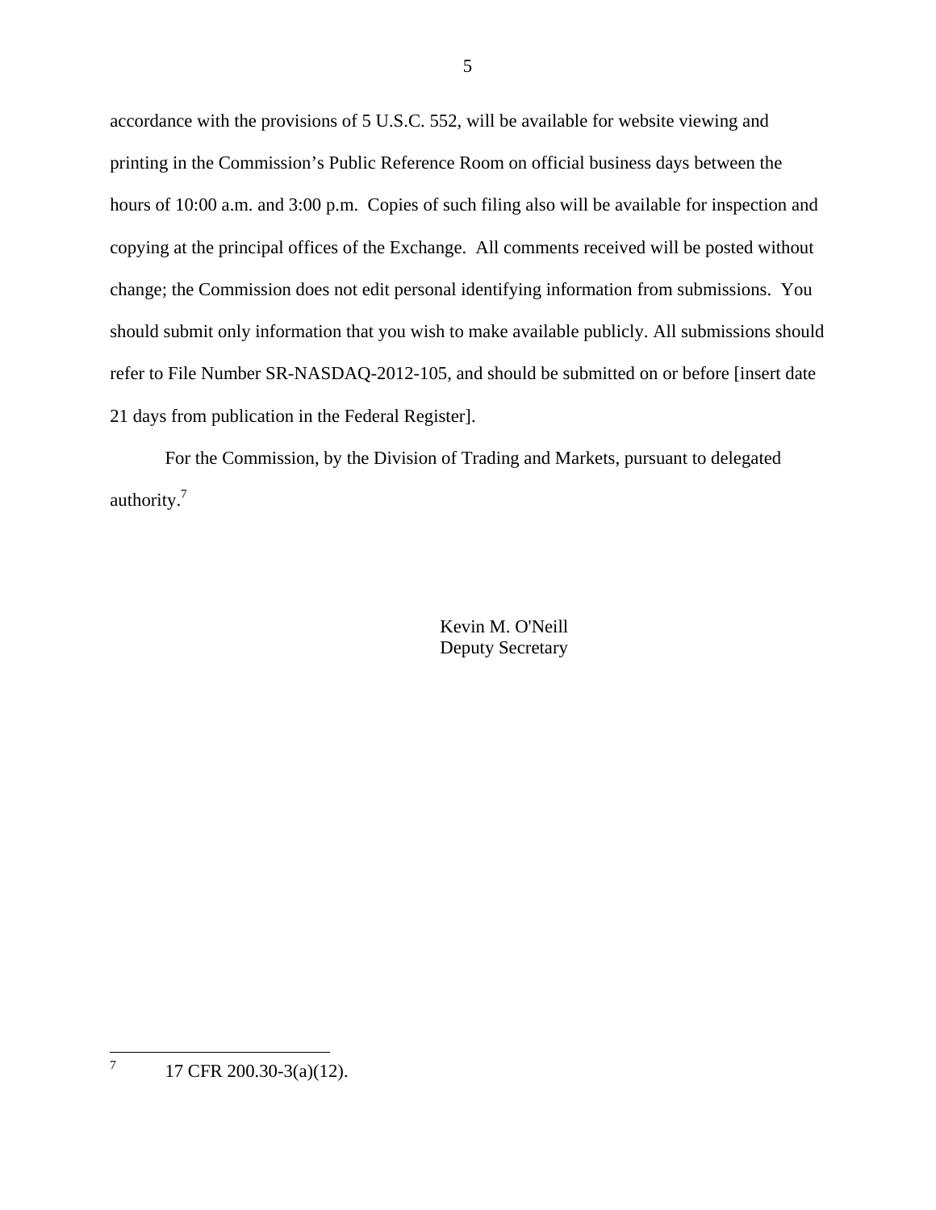accordance with the provisions of 5 U.S.C. 552, will be available for website viewing and printing in the Commission's Public Reference Room on official business days between the hours of 10:00 a.m. and 3:00 p.m. Copies of such filing also will be available for inspection and copying at the principal offices of the Exchange. All comments received will be posted without change; the Commission does not edit personal identifying information from submissions. You should submit only information that you wish to make available publicly. All submissions should refer to File Number SR-NASDAQ-2012-105, and should be submitted on or before [insert date 21 days from publication in the Federal Register].

For the Commission, by the Division of Trading and Markets, pursuant to delegated authority.[7]

Kevin M. O'Neill
Deputy Secretary

---

[7] 17 CFR 200.30-3(a)(12).